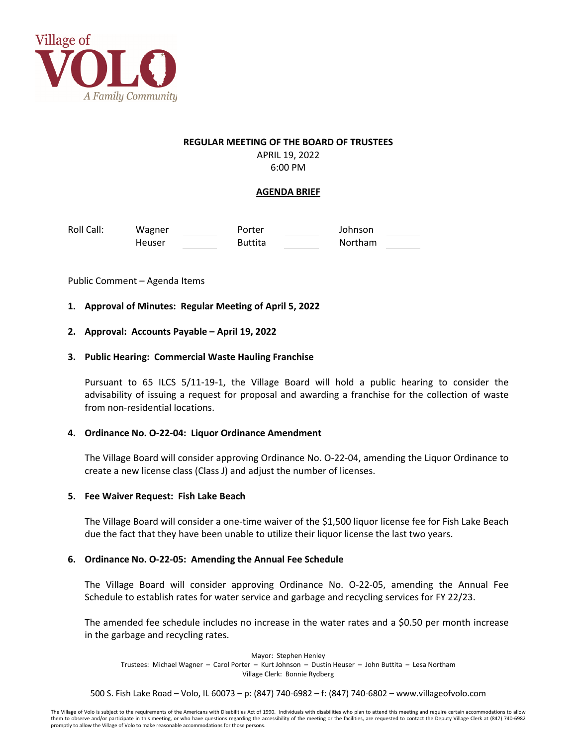Village of VOLO

A Family Community

**REGULAR MEETING OF THE BOARD OF TRUSTEES**

APRIL 19, 2022

6:00 PM

**AGENDA BRIEF**

| Roll Call: | Wagner | _______ | Porter | _______ | Johnson | _______ |
|---|---|---|---|---|---|---|
| | Heuser | _______ | Buttita | _______ | Northam | _______ |

Public Comment – Agenda Items

**1. Approval of Minutes: Regular Meeting of April 5, 2022**

**2. Approval: Accounts Payable – April 19, 2022**

**3. Public Hearing: Commercial Waste Hauling Franchise**

Pursuant to 65 ILCS 5/11-19-1, the Village Board will hold a public hearing to consider the advisability of issuing a request for proposal and awarding a franchise for the collection of waste from non-residential locations.

**4. Ordinance No. O-22-04: Liquor Ordinance Amendment**

The Village Board will consider approving Ordinance No. O-22-04, amending the Liquor Ordinance to create a new license class (Class J) and adjust the number of licenses.

**5. Fee Waiver Request: Fish Lake Beach**

The Village Board will consider a one-time waiver of the $1,500 liquor license fee for Fish Lake Beach due the fact that they have been unable to utilize their liquor license the last two years.

**6. Ordinance No. O-22-05: Amending the Annual Fee Schedule**

The Village Board will consider approving Ordinance No. O-22-05, amending the Annual Fee Schedule to establish rates for water service and garbage and recycling services for FY 22/23.

The amended fee schedule includes no increase in the water rates and a $0.50 per month increase in the garbage and recycling rates.

Mayor: Stephen Henley

Trustees: Michael Wagner – Carol Porter – Kurt Johnson – Dustin Heuser – John Buttita – Lesa Northam

Village Clerk: Bonnie Rydberg

500 S. Fish Lake Road – Volo, IL 60073 – p: (847) 740-6982 – f: (847) 740-6802 – www.villageofvolo.com

The Village of Volo is subject to the requirements of the Americans with Disabilities Act of 1990. Individuals with disabilities who plan to attend this meeting and require certain accommodations to allow them to observe and/or participate in this meeting, or who have questions regarding the accessibility of the meeting or the facilities, are requested to contact the Deputy Village Clerk at (847) 740-6982 promptly to allow the Village of Volo to make reasonable accommodations for those persons.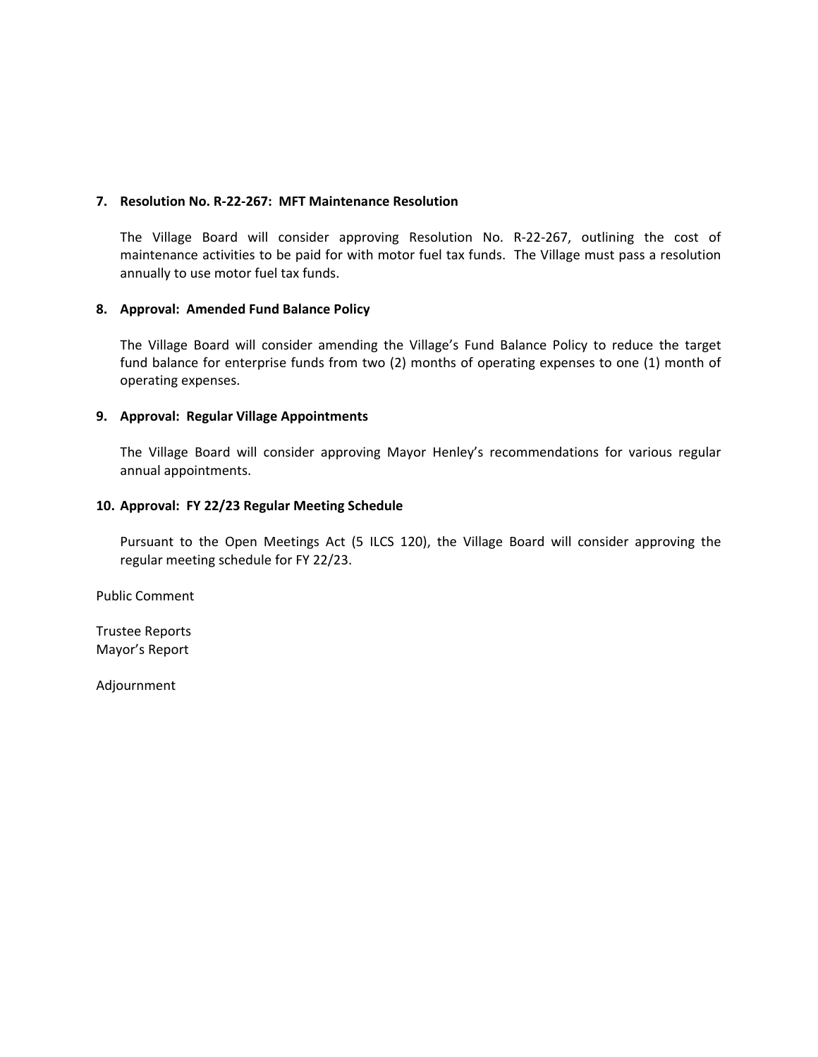7. **Resolution No. R-22-267: MFT Maintenance Resolution**

   The Village Board will consider approving Resolution No. R-22-267, outlining the cost of maintenance activities to be paid for with motor fuel tax funds. The Village must pass a resolution annually to use motor fuel tax funds.

8. **Approval: Amended Fund Balance Policy**

   The Village Board will consider amending the Village's Fund Balance Policy to reduce the target fund balance for enterprise funds from two (2) months of operating expenses to one (1) month of operating expenses.

9. **Approval: Regular Village Appointments**

   The Village Board will consider approving Mayor Henley's recommendations for various regular annual appointments.

10. **Approval: FY 22/23 Regular Meeting Schedule**

    Pursuant to the Open Meetings Act (5 ILCS 120), the Village Board will consider approving the regular meeting schedule for FY 22/23.

Public Comment

Trustee Reports
Mayor's Report

Adjournment